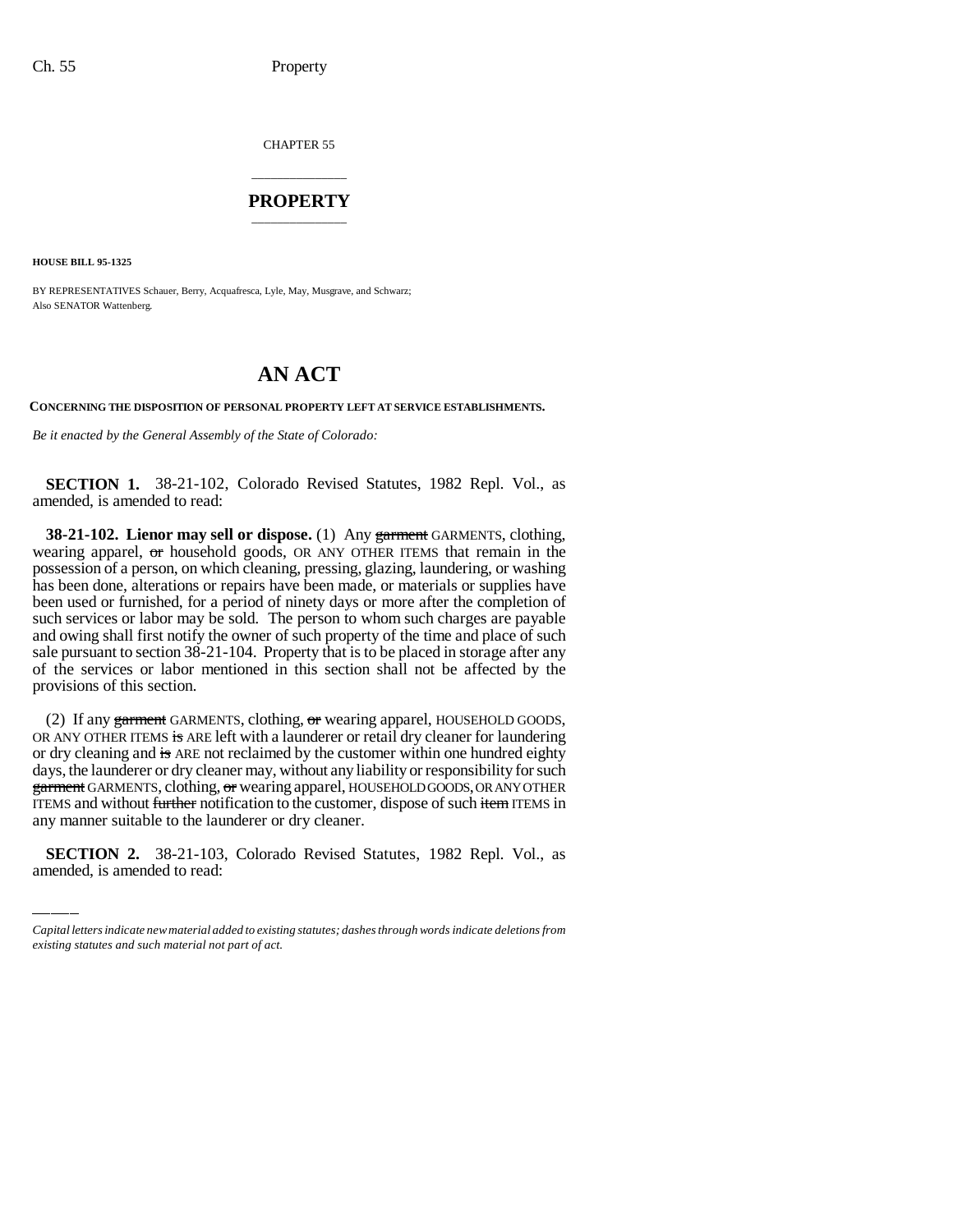CHAPTER 55

# PROPERTY

**HOUSE BILL 95-1325**

BY REPRESENTATIVES Schauer, Berry, Acquafresca, Lyle, May, Musgrave, and Schwarz;
Also SENATOR Wattenberg.

# AN ACT

**CONCERNING THE DISPOSITION OF PERSONAL PROPERTY LEFT AT SERVICE ESTABLISHMENTS.**

*Be it enacted by the General Assembly of the State of Colorado:*

**SECTION 1.** 38-21-102, Colorado Revised Statutes, 1982 Repl. Vol., as amended, is amended to read:

**38-21-102. Lienor may sell or dispose.** (1) Any ~~garment~~ GARMENTS, clothing, wearing apparel, ~~or~~ household goods, OR ANY OTHER ITEMS that remain in the possession of a person, on which cleaning, pressing, glazing, laundering, or washing has been done, alterations or repairs have been made, or materials or supplies have been used or furnished, for a period of ninety days or more after the completion of such services or labor may be sold. The person to whom such charges are payable and owing shall first notify the owner of such property of the time and place of such sale pursuant to section 38-21-104. Property that is to be placed in storage after any of the services or labor mentioned in this section shall not be affected by the provisions of this section.

(2) If any ~~garment~~ GARMENTS, clothing, ~~or~~ wearing apparel, HOUSEHOLD GOODS, OR ANY OTHER ITEMS ~~is~~ ARE left with a launderer or retail dry cleaner for laundering or dry cleaning and ~~is~~ ARE not reclaimed by the customer within one hundred eighty days, the launderer or dry cleaner may, without any liability or responsibility for such ~~garment~~ GARMENTS, clothing, ~~or~~ wearing apparel, HOUSEHOLD GOODS, OR ANY OTHER ITEMS and without ~~further~~ notification to the customer, dispose of such ~~item~~ ITEMS in any manner suitable to the launderer or dry cleaner.

**SECTION 2.** 38-21-103, Colorado Revised Statutes, 1982 Repl. Vol., as amended, is amended to read:

*Capital letters indicate new material added to existing statutes; dashes through words indicate deletions from existing statutes and such material not part of act.*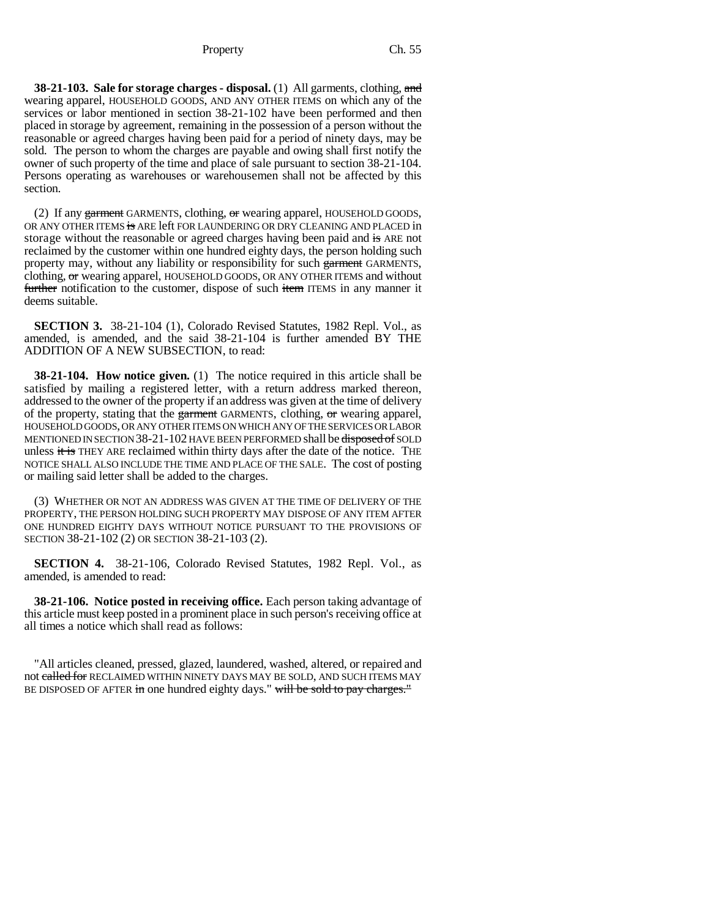**38-21-103. Sale for storage charges - disposal.** (1) All garments, clothing, ~~and~~ wearing apparel, HOUSEHOLD GOODS, AND ANY OTHER ITEMS on which any of the services or labor mentioned in section 38-21-102 have been performed and then placed in storage by agreement, remaining in the possession of a person without the reasonable or agreed charges having been paid for a period of ninety days, may be sold. The person to whom the charges are payable and owing shall first notify the owner of such property of the time and place of sale pursuant to section 38-21-104. Persons operating as warehouses or warehousemen shall not be affected by this section.

(2) If any ~~garment~~ GARMENTS, clothing, ~~or~~ wearing apparel, HOUSEHOLD GOODS, OR ANY OTHER ITEMS ~~is~~ ARE left FOR LAUNDERING OR DRY CLEANING AND PLACED in storage without the reasonable or agreed charges having been paid and ~~is~~ ARE not reclaimed by the customer within one hundred eighty days, the person holding such property may, without any liability or responsibility for such ~~garment~~ GARMENTS, clothing, ~~or~~ wearing apparel, HOUSEHOLD GOODS, OR ANY OTHER ITEMS and without ~~further~~ notification to the customer, dispose of such ~~item~~ ITEMS in any manner it deems suitable.

**SECTION 3.** 38-21-104 (1), Colorado Revised Statutes, 1982 Repl. Vol., as amended, is amended, and the said 38-21-104 is further amended BY THE ADDITION OF A NEW SUBSECTION, to read:

**38-21-104. How notice given.** (1) The notice required in this article shall be satisfied by mailing a registered letter, with a return address marked thereon, addressed to the owner of the property if an address was given at the time of delivery of the property, stating that the ~~garment~~ GARMENTS, clothing, ~~or~~ wearing apparel, HOUSEHOLD GOODS, OR ANY OTHER ITEMS ON WHICH ANY OF THE SERVICES OR LABOR MENTIONED IN SECTION 38-21-102 HAVE BEEN PERFORMED shall be ~~disposed of~~ SOLD unless ~~it is~~ THEY ARE reclaimed within thirty days after the date of the notice. THE NOTICE SHALL ALSO INCLUDE THE TIME AND PLACE OF THE SALE. The cost of posting or mailing said letter shall be added to the charges.

(3) WHETHER OR NOT AN ADDRESS WAS GIVEN AT THE TIME OF DELIVERY OF THE PROPERTY, THE PERSON HOLDING SUCH PROPERTY MAY DISPOSE OF ANY ITEM AFTER ONE HUNDRED EIGHTY DAYS WITHOUT NOTICE PURSUANT TO THE PROVISIONS OF SECTION 38-21-102 (2) OR SECTION 38-21-103 (2).

**SECTION 4.** 38-21-106, Colorado Revised Statutes, 1982 Repl. Vol., as amended, is amended to read:

**38-21-106. Notice posted in receiving office.** Each person taking advantage of this article must keep posted in a prominent place in such person's receiving office at all times a notice which shall read as follows:

"All articles cleaned, pressed, glazed, laundered, washed, altered, or repaired and not ~~called for~~ RECLAIMED WITHIN NINETY DAYS MAY BE SOLD, AND SUCH ITEMS MAY BE DISPOSED OF AFTER ~~in~~ one hundred eighty days." ~~will be sold to pay charges."~~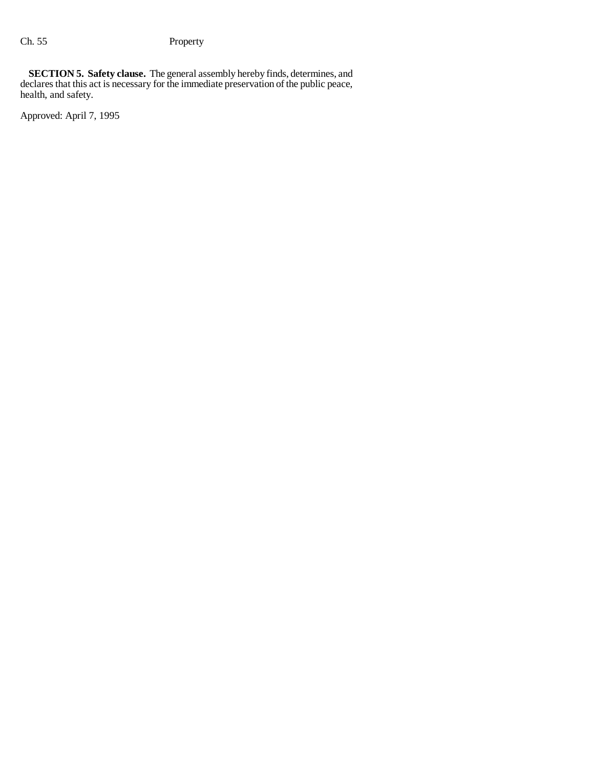**SECTION 5. Safety clause.** The general assembly hereby finds, determines, and declares that this act is necessary for the immediate preservation of the public peace, health, and safety.

Approved: April 7, 1995